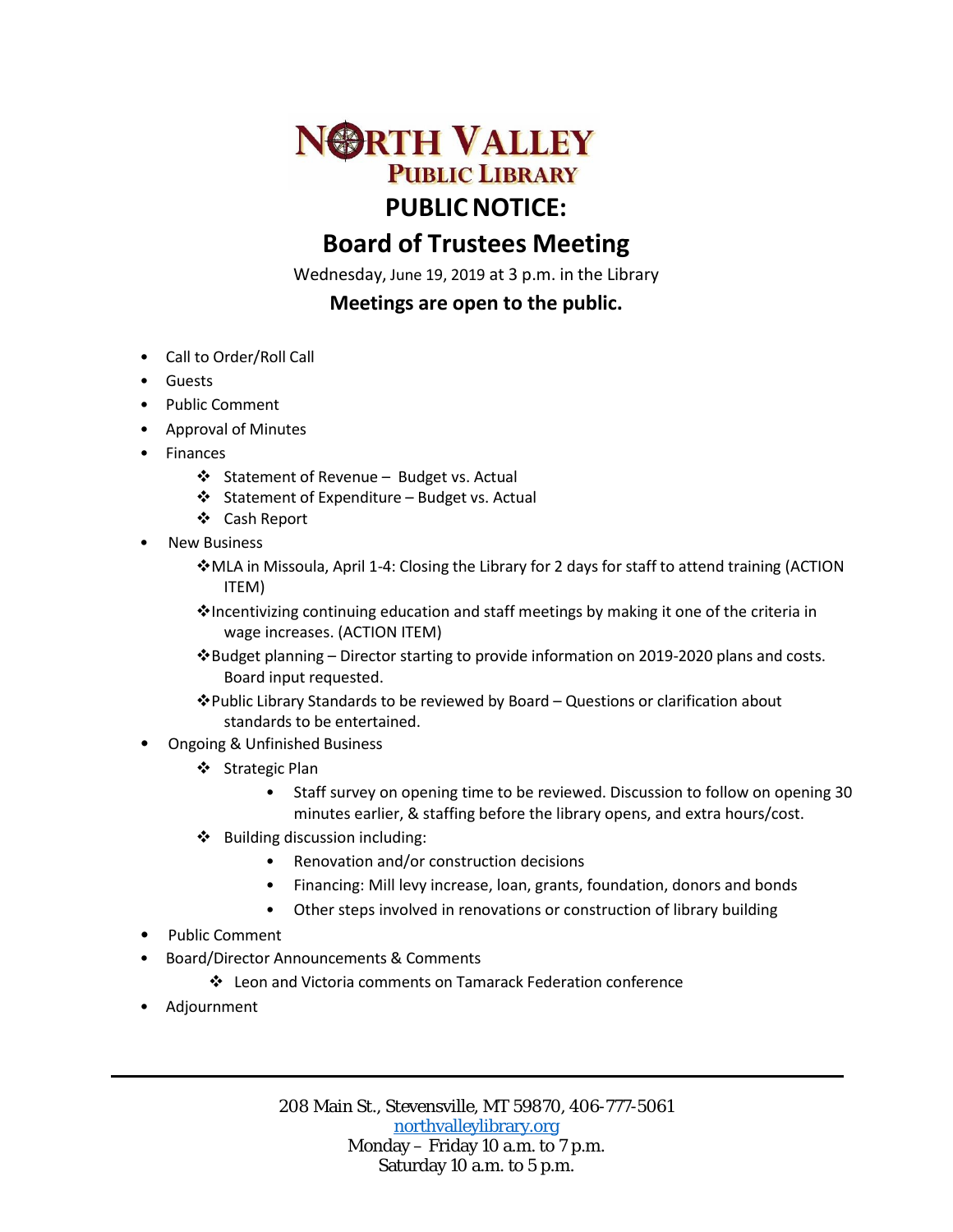# NORTH VALLEY PUBLIC LIBRARY

# PUBLIC NOTICE:

## Board of Trustees Meeting

Wednesday, June 19, 2019 at 3 p.m. in the Library

**Meetings are open to the public.**

- Call to Order/Roll Call
- Guests
- Public Comment
- Approval of Minutes
- Finances
  - ❖ Statement of Revenue – Budget vs. Actual
  - ❖ Statement of Expenditure – Budget vs. Actual
  - ❖ Cash Report
- New Business
  - ❖MLA in Missoula, April 1-4: Closing the Library for 2 days for staff to attend training (ACTION ITEM)
  - ❖Incentivizing continuing education and staff meetings by making it one of the criteria in wage increases. (ACTION ITEM)
  - ❖Budget planning – Director starting to provide information on 2019-2020 plans and costs. Board input requested.
  - ❖Public Library Standards to be reviewed by Board – Questions or clarification about standards to be entertained.
- Ongoing & Unfinished Business
  - ❖ Strategic Plan
    - Staff survey on opening time to be reviewed. Discussion to follow on opening 30 minutes earlier, & staffing before the library opens, and extra hours/cost.
  - ❖ Building discussion including:
    - Renovation and/or construction decisions
    - Financing: Mill levy increase, loan, grants, foundation, donors and bonds
    - Other steps involved in renovations or construction of library building
- Public Comment
- Board/Director Announcements & Comments
  - ❖ Leon and Victoria comments on Tamarack Federation conference
- Adjournment

---

208 Main St., Stevensville, MT 59870, 406-777-5061
northvalleylibrary.org
Monday – Friday 10 a.m. to 7 p.m.
Saturday 10 a.m. to 5 p.m.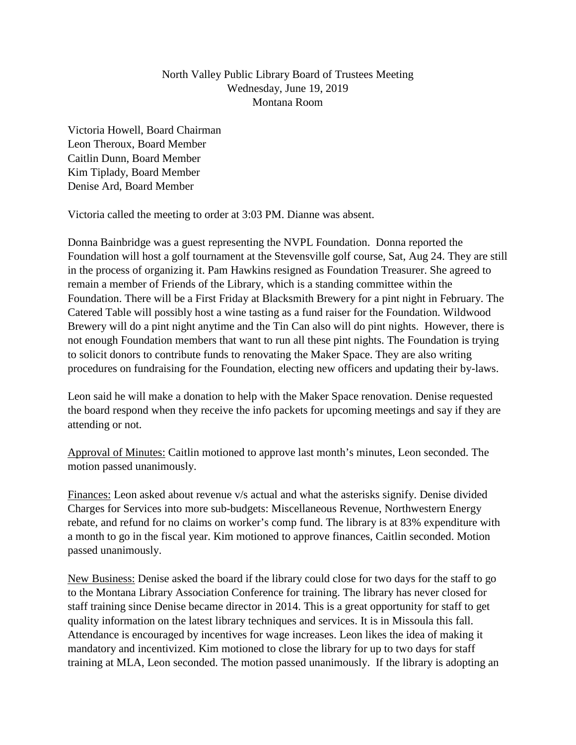North Valley Public Library Board of Trustees Meeting
Wednesday, June 19, 2019
Montana Room

Victoria Howell, Board Chairman
Leon Theroux, Board Member
Caitlin Dunn, Board Member
Kim Tiplady, Board Member
Denise Ard, Board Member

Victoria called the meeting to order at 3:03 PM. Dianne was absent.

Donna Bainbridge was a guest representing the NVPL Foundation. Donna reported the Foundation will host a golf tournament at the Stevensville golf course, Sat, Aug 24. They are still in the process of organizing it. Pam Hawkins resigned as Foundation Treasurer. She agreed to remain a member of Friends of the Library, which is a standing committee within the Foundation. There will be a First Friday at Blacksmith Brewery for a pint night in February. The Catered Table will possibly host a wine tasting as a fund raiser for the Foundation. Wildwood Brewery will do a pint night anytime and the Tin Can also will do pint nights. However, there is not enough Foundation members that want to run all these pint nights. The Foundation is trying to solicit donors to contribute funds to renovating the Maker Space. They are also writing procedures on fundraising for the Foundation, electing new officers and updating their by-laws.

Leon said he will make a donation to help with the Maker Space renovation. Denise requested the board respond when they receive the info packets for upcoming meetings and say if they are attending or not.

<u>Approval of Minutes:</u> Caitlin motioned to approve last month's minutes, Leon seconded. The motion passed unanimously.

<u>Finances:</u> Leon asked about revenue v/s actual and what the asterisks signify. Denise divided Charges for Services into more sub-budgets: Miscellaneous Revenue, Northwestern Energy rebate, and refund for no claims on worker's comp fund. The library is at 83% expenditure with a month to go in the fiscal year. Kim motioned to approve finances, Caitlin seconded. Motion passed unanimously.

<u>New Business:</u> Denise asked the board if the library could close for two days for the staff to go to the Montana Library Association Conference for training. The library has never closed for staff training since Denise became director in 2014. This is a great opportunity for staff to get quality information on the latest library techniques and services. It is in Missoula this fall. Attendance is encouraged by incentives for wage increases. Leon likes the idea of making it mandatory and incentivized. Kim motioned to close the library for up to two days for staff training at MLA, Leon seconded. The motion passed unanimously. If the library is adopting an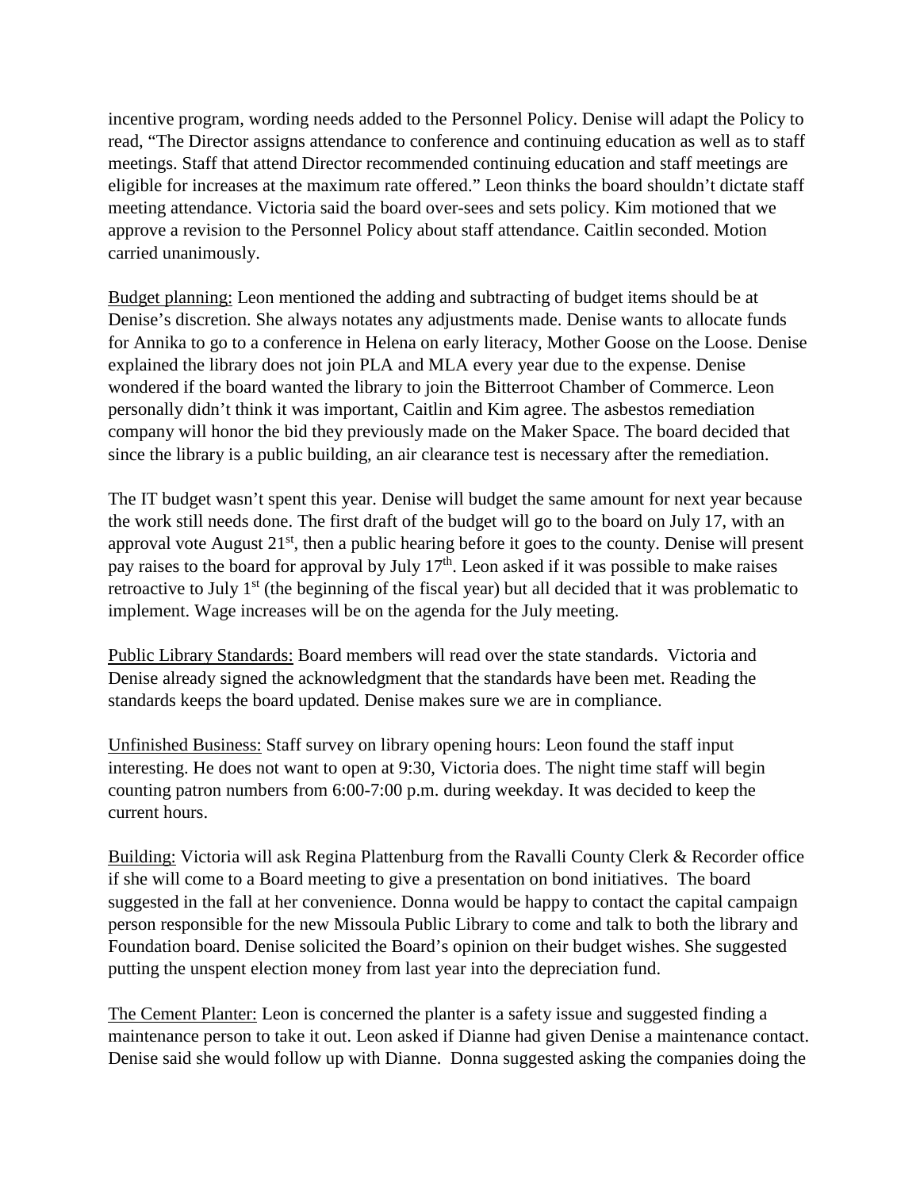incentive program, wording needs added to the Personnel Policy. Denise will adapt the Policy to read, "The Director assigns attendance to conference and continuing education as well as to staff meetings. Staff that attend Director recommended continuing education and staff meetings are eligible for increases at the maximum rate offered." Leon thinks the board shouldn't dictate staff meeting attendance. Victoria said the board over-sees and sets policy. Kim motioned that we approve a revision to the Personnel Policy about staff attendance. Caitlin seconded. Motion carried unanimously.

<u>Budget planning:</u> Leon mentioned the adding and subtracting of budget items should be at Denise's discretion. She always notates any adjustments made. Denise wants to allocate funds for Annika to go to a conference in Helena on early literacy, Mother Goose on the Loose. Denise explained the library does not join PLA and MLA every year due to the expense. Denise wondered if the board wanted the library to join the Bitterroot Chamber of Commerce. Leon personally didn't think it was important, Caitlin and Kim agree. The asbestos remediation company will honor the bid they previously made on the Maker Space. The board decided that since the library is a public building, an air clearance test is necessary after the remediation.

The IT budget wasn't spent this year. Denise will budget the same amount for next year because the work still needs done. The first draft of the budget will go to the board on July 17, with an approval vote August 21st, then a public hearing before it goes to the county. Denise will present pay raises to the board for approval by July 17th. Leon asked if it was possible to make raises retroactive to July 1st (the beginning of the fiscal year) but all decided that it was problematic to implement. Wage increases will be on the agenda for the July meeting.

<u>Public Library Standards:</u> Board members will read over the state standards. Victoria and Denise already signed the acknowledgment that the standards have been met. Reading the standards keeps the board updated. Denise makes sure we are in compliance.

<u>Unfinished Business:</u> Staff survey on library opening hours: Leon found the staff input interesting. He does not want to open at 9:30, Victoria does. The night time staff will begin counting patron numbers from 6:00-7:00 p.m. during weekday. It was decided to keep the current hours.

<u>Building:</u> Victoria will ask Regina Plattenburg from the Ravalli County Clerk & Recorder office if she will come to a Board meeting to give a presentation on bond initiatives. The board suggested in the fall at her convenience. Donna would be happy to contact the capital campaign person responsible for the new Missoula Public Library to come and talk to both the library and Foundation board. Denise solicited the Board's opinion on their budget wishes. She suggested putting the unspent election money from last year into the depreciation fund.

<u>The Cement Planter:</u> Leon is concerned the planter is a safety issue and suggested finding a maintenance person to take it out. Leon asked if Dianne had given Denise a maintenance contact. Denise said she would follow up with Dianne. Donna suggested asking the companies doing the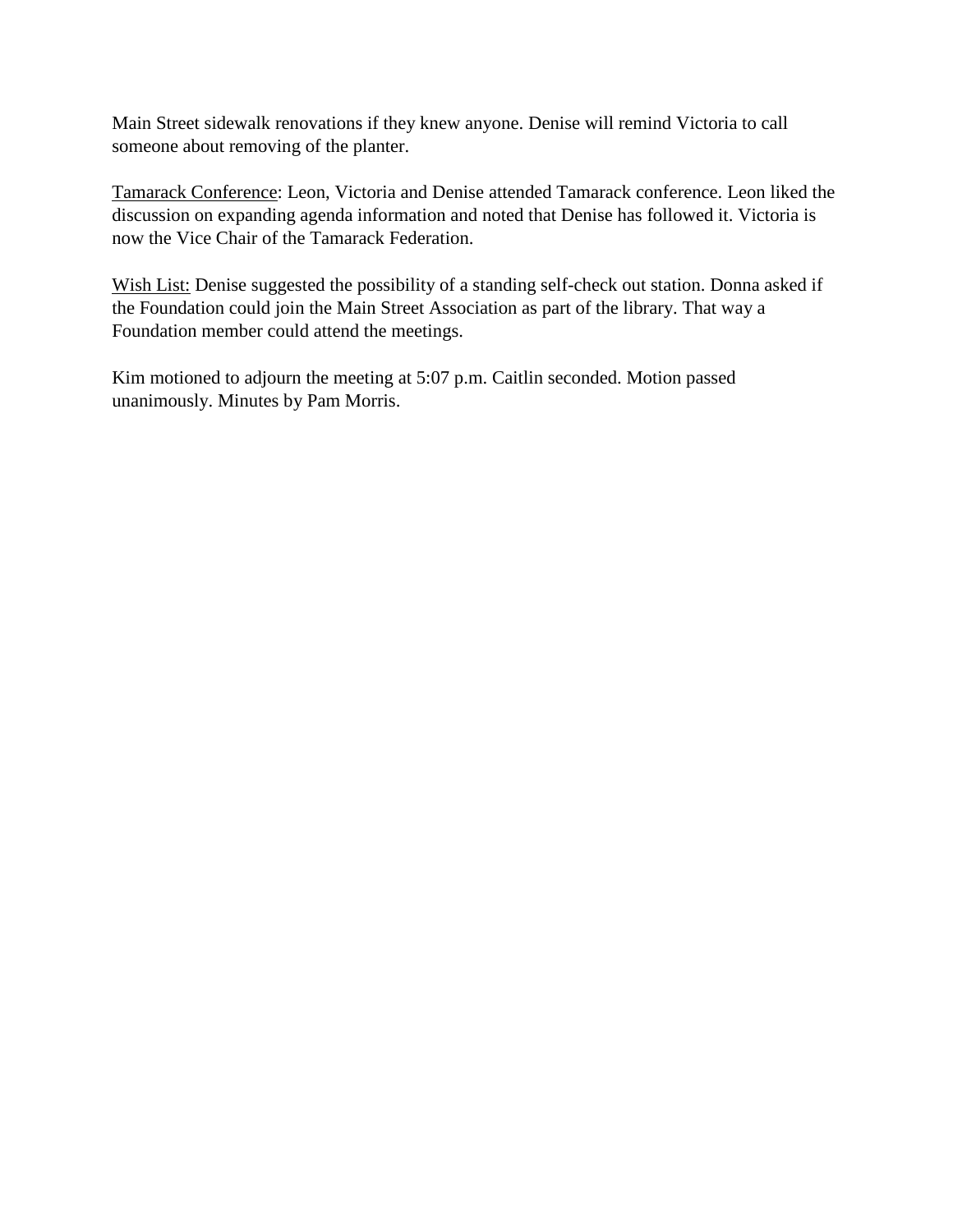Main Street sidewalk renovations if they knew anyone. Denise will remind Victoria to call someone about removing of the planter.

<u>Tamarack Conference</u>: Leon, Victoria and Denise attended Tamarack conference. Leon liked the discussion on expanding agenda information and noted that Denise has followed it. Victoria is now the Vice Chair of the Tamarack Federation.

<u>Wish List:</u> Denise suggested the possibility of a standing self-check out station. Donna asked if the Foundation could join the Main Street Association as part of the library. That way a Foundation member could attend the meetings.

Kim motioned to adjourn the meeting at 5:07 p.m. Caitlin seconded. Motion passed unanimously. Minutes by Pam Morris.